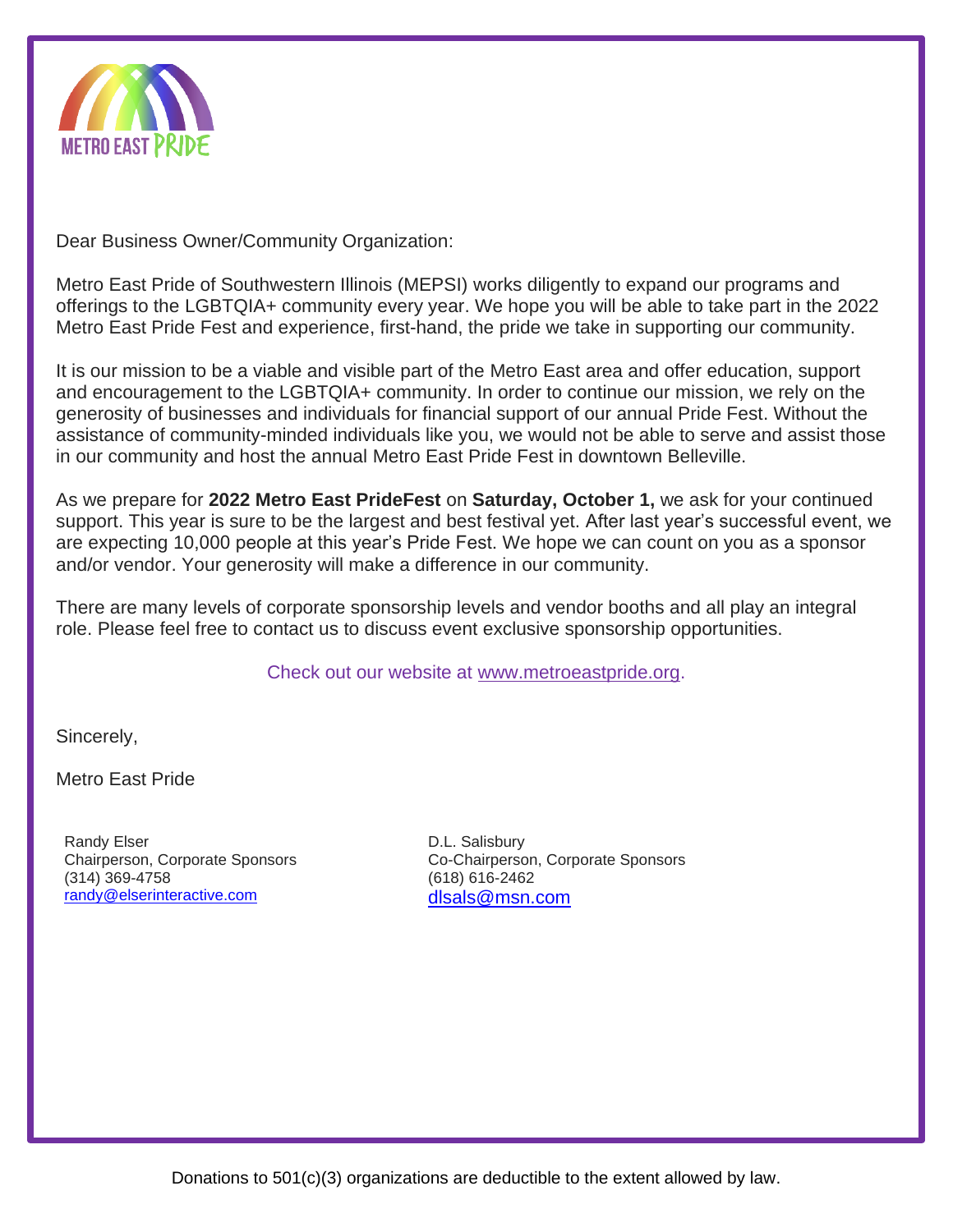METRO EAST PRIDE

Dear Business Owner/Community Organization:

Metro East Pride of Southwestern Illinois (MEPSI) works diligently to expand our programs and offerings to the LGBTQIA+ community every year. We hope you will be able to take part in the 2022 Metro East Pride Fest and experience, first-hand, the pride we take in supporting our community.

It is our mission to be a viable and visible part of the Metro East area and offer education, support and encouragement to the LGBTQIA+ community. In order to continue our mission, we rely on the generosity of businesses and individuals for financial support of our annual Pride Fest. Without the assistance of community-minded individuals like you, we would not be able to serve and assist those in our community and host the annual Metro East Pride Fest in downtown Belleville.

As we prepare for **2022 Metro East PrideFest** on **Saturday, October 1,** we ask for your continued support. This year is sure to be the largest and best festival yet. After last year's successful event, we are expecting 10,000 people at this year's Pride Fest. We hope we can count on you as a sponsor and/or vendor. Your generosity will make a difference in our community.

There are many levels of corporate sponsorship levels and vendor booths and all play an integral role. Please feel free to contact us to discuss event exclusive sponsorship opportunities.

Check out our website at www.metroeastpride.org.

Sincerely,

Metro East Pride

Randy Elser
Chairperson, Corporate Sponsors
(314) 369-4758
randy@elserinteractive.com

D.L. Salisbury
Co-Chairperson, Corporate Sponsors
(618) 616-2462
dlsals@msn.com

Donations to 501(c)(3) organizations are deductible to the extent allowed by law.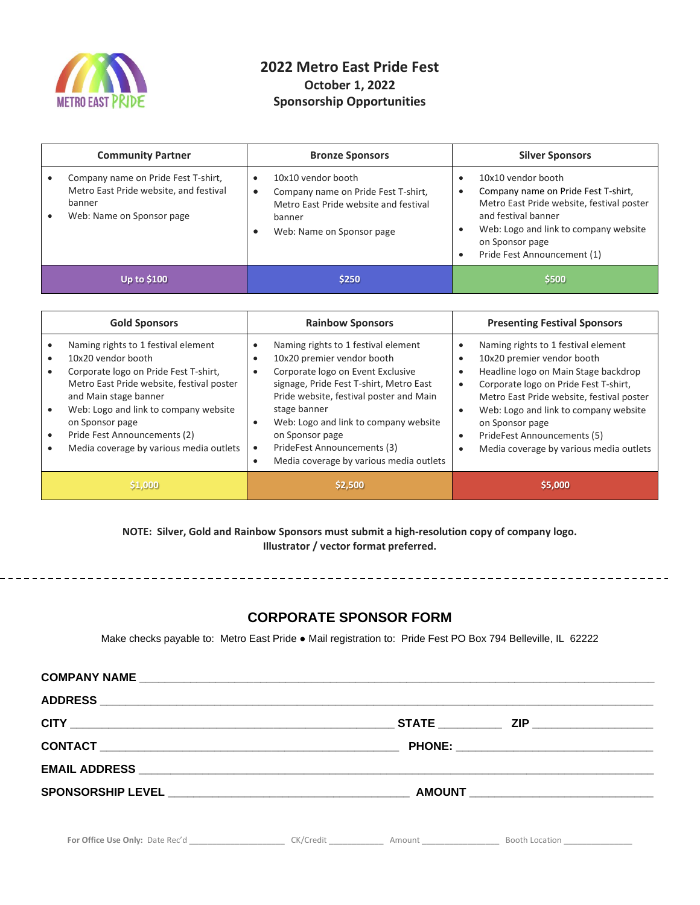# 2022 Metro East Pride Fest

## October 1, 2022

## Sponsorship Opportunities

| Community Partner | Bronze Sponsors | Silver Sponsors |
|---|---|---|
| • Company name on Pride Fest T-shirt, Metro East Pride website, and festival banner<br>• Web: Name on Sponsor page | • 10x10 vendor booth<br>• Company name on Pride Fest T-shirt, Metro East Pride website and festival banner<br>• Web: Name on Sponsor page | • 10x10 vendor booth<br>• Company name on Pride Fest T-shirt, Metro East Pride website, festival poster and festival banner<br>• Web: Logo and link to company website on Sponsor page<br>• Pride Fest Announcement (1) |
| Up to $100 | $250 | $500 |

| Gold Sponsors | Rainbow Sponsors | Presenting Festival Sponsors |
|---|---|---|
| • Naming rights to 1 festival element<br>• 10x20 vendor booth<br>• Corporate logo on Pride Fest T-shirt, Metro East Pride website, festival poster and Main stage banner<br>• Web: Logo and link to company website on Sponsor page<br>• Pride Fest Announcements (2)<br>• Media coverage by various media outlets | • Naming rights to 1 festival element<br>• 10x20 premier vendor booth<br>• Corporate logo on Event Exclusive signage, Pride Fest T-shirt, Metro East Pride website, festival poster and Main stage banner<br>• Web: Logo and link to company website on Sponsor page<br>• PrideFest Announcements (3)<br>• Media coverage by various media outlets | • Naming rights to 1 festival element<br>• 10x20 premier vendor booth<br>• Headline logo on Main Stage backdrop<br>• Corporate logo on Pride Fest T-shirt, Metro East Pride website, festival poster<br>• Web: Logo and link to company website on Sponsor page<br>• PrideFest Announcements (5)<br>• Media coverage by various media outlets |
| $1,000 | $2,500 | $5,000 |

**NOTE: Silver, Gold and Rainbow Sponsors must submit a high-resolution copy of company logo. Illustrator / vector format preferred.**

---

## CORPORATE SPONSOR FORM

Make checks payable to: Metro East Pride • Mail registration to: Pride Fest PO Box 794 Belleville, IL 62222

**COMPANY NAME** ______________________________________________

**ADDRESS** ______________________________________________

**CITY** ____________________________ **STATE** __________ **ZIP** ______________

**CONTACT** ____________________________ **PHONE:** ______________________

**EMAIL ADDRESS** ______________________________________________

**SPONSORSHIP LEVEL** ______________________ **AMOUNT** ______________________

**For Office Use Only:** Date Rec'd ______________ CK/Credit __________ Amount ______________ Booth Location ______________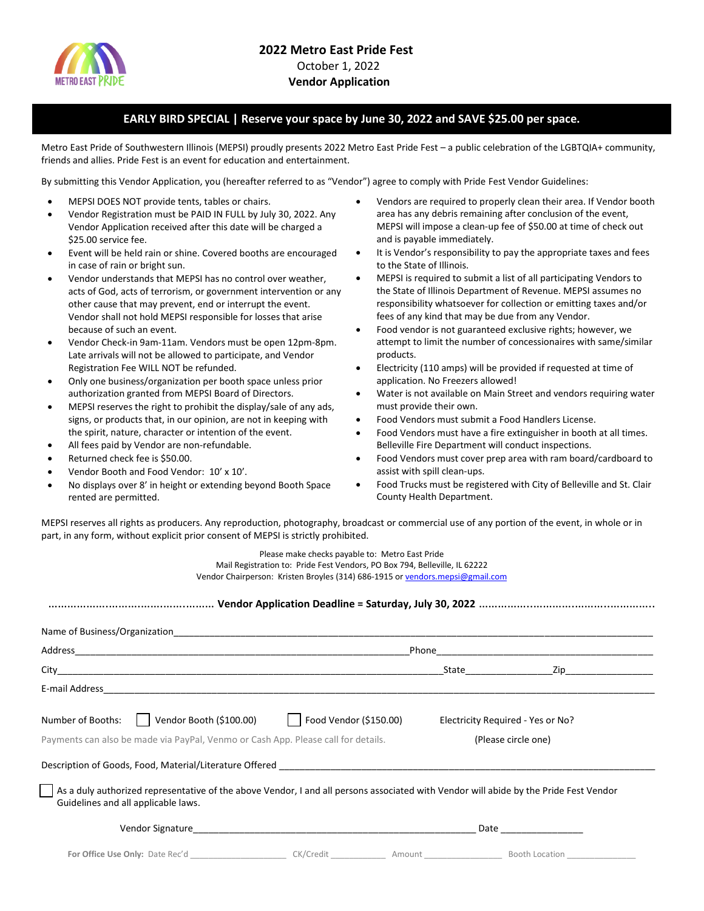# 2022 Metro East Pride Fest

October 1, 2022

**Vendor Application**

**EARLY BIRD SPECIAL | Reserve your space by June 30, 2022 and SAVE $25.00 per space.**

Metro East Pride of Southwestern Illinois (MEPSI) proudly presents 2022 Metro East Pride Fest – a public celebration of the LGBTQIA+ community, friends and allies. Pride Fest is an event for education and entertainment.

By submitting this Vendor Application, you (hereafter referred to as "Vendor") agree to comply with Pride Fest Vendor Guidelines:

- MEPSI DOES NOT provide tents, tables or chairs.
- Vendor Registration must be PAID IN FULL by July 30, 2022. Any Vendor Application received after this date will be charged a $25.00 service fee.
- Event will be held rain or shine. Covered booths are encouraged in case of rain or bright sun.
- Vendor understands that MEPSI has no control over weather, acts of God, acts of terrorism, or government intervention or any other cause that may prevent, end or interrupt the event. Vendor shall not hold MEPSI responsible for losses that arise because of such an event.
- Vendor Check-in 9am-11am. Vendors must be open 12pm-8pm. Late arrivals will not be allowed to participate, and Vendor Registration Fee WILL NOT be refunded.
- Only one business/organization per booth space unless prior authorization granted from MEPSI Board of Directors.
- MEPSI reserves the right to prohibit the display/sale of any ads, signs, or products that, in our opinion, are not in keeping with the spirit, nature, character or intention of the event.
- All fees paid by Vendor are non-refundable.
- Returned check fee is $50.00.
- Vendor Booth and Food Vendor: 10' x 10'.
- No displays over 8' in height or extending beyond Booth Space rented are permitted.
- Vendors are required to properly clean their area. If Vendor booth area has any debris remaining after conclusion of the event, MEPSI will impose a clean-up fee of $50.00 at time of check out and is payable immediately.
- It is Vendor's responsibility to pay the appropriate taxes and fees to the State of Illinois.
- MEPSI is required to submit a list of all participating Vendors to the State of Illinois Department of Revenue. MEPSI assumes no responsibility whatsoever for collection or emitting taxes and/or fees of any kind that may be due from any Vendor.
- Food vendor is not guaranteed exclusive rights; however, we attempt to limit the number of concessionaires with same/similar products.
- Electricity (110 amps) will be provided if requested at time of application. No Freezers allowed!
- Water is not available on Main Street and vendors requiring water must provide their own.
- Food Vendors must submit a Food Handlers License.
- Food Vendors must have a fire extinguisher in booth at all times. Belleville Fire Department will conduct inspections.
- Food Vendors must cover prep area with ram board/cardboard to assist with spill clean-ups.
- Food Trucks must be registered with City of Belleville and St. Clair County Health Department.

MEPSI reserves all rights as producers. Any reproduction, photography, broadcast or commercial use of any portion of the event, in whole or in part, in any form, without explicit prior consent of MEPSI is strictly prohibited.

Please make checks payable to: Metro East Pride
Mail Registration to: Pride Fest Vendors, PO Box 794, Belleville, IL 62222
Vendor Chairperson: Kristen Broyles (314) 686-1915 or vendors.mepsi@gmail.com

**Vendor Application Deadline = Saturday, July 30, 2022**

Name of Business/Organization ____________________

Address ____________________ Phone ____________________

City ____________________ State ____________ Zip ____________

E-mail Address ____________________

Number of Booths: ☐ Vendor Booth ($100.00) ☐ Food Vendor ($150.00) Electricity Required - Yes or No?

Payments can also be made via PayPal, Venmo or Cash App. Please call for details. (Please circle one)

Description of Goods, Food, Material/Literature Offered ____________________

☐ As a duly authorized representative of the above Vendor, I and all persons associated with Vendor will abide by the Pride Fest Vendor Guidelines and all applicable laws.

Vendor Signature ____________________ Date ____________

**For Office Use Only:** Date Rec'd ____________ CK/Credit ____________ Amount ____________ Booth Location ____________